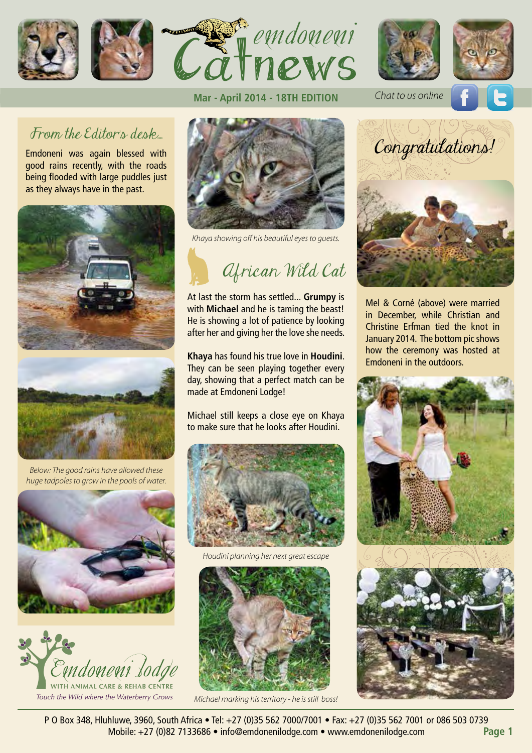# emdoneni Catnews

**Mar - April 2014 - 18TH EDITION**

*Chat to us online*

## From the Editor's desk...

Emdoneni was again blessed with good rains recently, with the roads being flooded with large puddles just as they always have in the past.

*Below: The good rains have allowed these huge tadpoles to grow in the pools of water.*

**Emdoneni lodge**

**WITH ANIMAL CARE & REHAB CENTRE**

*Touch the Wild where the Waterberry Grows*

*Khaya showing off his beautiful eyes to guests.*

## African Wild Cat

At last the storm has settled... **Grumpy** is with **Michael** and he is taming the beast! He is showing a lot of patience by looking after her and giving her the love she needs.

**Khaya** has found his true love in **Houdini**. They can be seen playing together every day, showing that a perfect match can be made at Emdoneni Lodge!

Michael still keeps a close eye on Khaya to make sure that he looks after Houdini.

*Houdini planning her next great escape*

*Michael marking his territory - he is still boss!*

## Congratulations!

Mel & Corné (above) were married in December, while Christian and Christine Erfman tied the knot in January 2014. The bottom pic shows how the ceremony was hosted at Emdoneni in the outdoors.

P O Box 348, Hluhluwe, 3960, South Africa • Tel: +27 (0)35 562 7000/7001 • Fax: +27 (0)35 562 7001 or 086 503 0739
Mobile: +27 (0)82 7133686 • info@emdonenilodge.com • www.emdonenilodge.com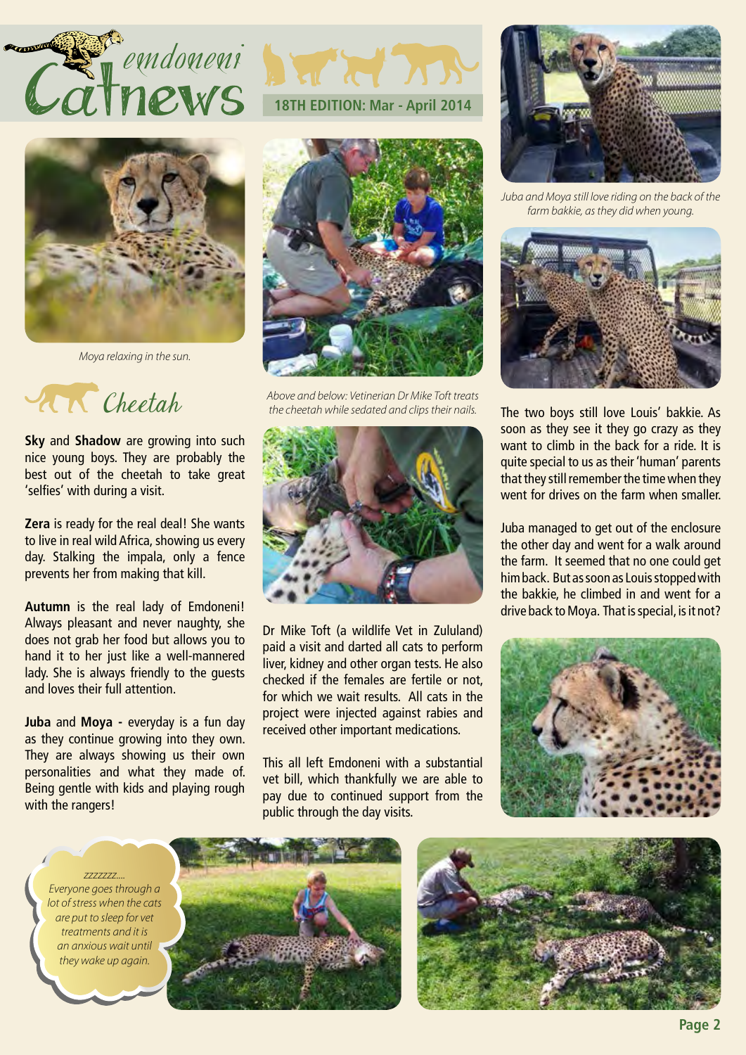# emdoneni Catnews

**18TH EDITION: Mar - April 2014**

*Moya relaxing in the sun.*

## Cheetah

**Sky** and **Shadow** are growing into such nice young boys. They are probably the best out of the cheetah to take great 'selfies' with during a visit.

**Zera** is ready for the real deal! She wants to live in real wild Africa, showing us every day. Stalking the impala, only a fence prevents her from making that kill.

**Autumn** is the real lady of Emdoneni! Always pleasant and never naughty, she does not grab her food but allows you to hand it to her just like a well-mannered lady. She is always friendly to the guests and loves their full attention.

**Juba** and **Moya -** everyday is a fun day as they continue growing into they own. They are always showing us their own personalities and what they made of. Being gentle with kids and playing rough with the rangers!

*Above and below: Vetinerian Dr Mike Toft treats the cheetah while sedated and clips their nails.*

Dr Mike Toft (a wildlife Vet in Zululand) paid a visit and darted all cats to perform liver, kidney and other organ tests. He also checked if the females are fertile or not, for which we wait results. All cats in the project were injected against rabies and received other important medications.

This all left Emdoneni with a substantial vet bill, which thankfully we are able to pay due to continued support from the public through the day visits.

*Juba and Moya still love riding on the back of the farm bakkie, as they did when young.*

The two boys still love Louis' bakkie. As soon as they see it they go crazy as they want to climb in the back for a ride. It is quite special to us as their 'human' parents that they still remember the time when they went for drives on the farm when smaller.

Juba managed to get out of the enclosure the other day and went for a walk around the farm. It seemed that no one could get him back. But as soon as Louis stopped with the bakkie, he climbed in and went for a drive back to Moya. That is special, is it not?

*zzzzzz.... Everyone goes through a lot of stress when the cats are put to sleep for vet treatments and it is an anxious wait until they wake up again.*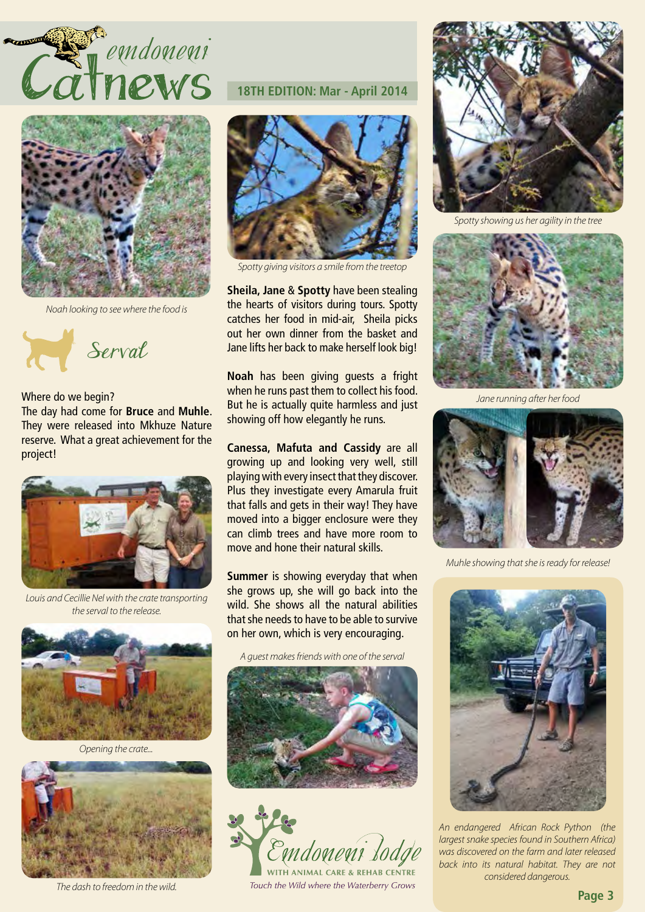# emdoneni Catnews

**18TH EDITION: Mar - April 2014**

*Noah looking to see where the food is*

## Serval

Where do we begin?
The day had come for **Bruce** and **Muhle**. They were released into Mkhuze Nature reserve. What a great achievement for the project!

*Louis and Cecillie Nel with the crate transporting the serval to the release.*

*Opening the crate...*

*The dash to freedom in the wild.*

*Spotty giving visitors a smile from the treetop*

**Sheila, Jane** & **Spotty** have been stealing the hearts of visitors during tours. Spotty catches her food in mid-air, Sheila picks out her own dinner from the basket and Jane lifts her back to make herself look big!

**Noah** has been giving guests a fright when he runs past them to collect his food. But he is actually quite harmless and just showing off how elegantly he runs.

**Canessa, Mafuta and Cassidy** are all growing up and looking very well, still playing with every insect that they discover. Plus they investigate every Amarula fruit that falls and gets in their way! They have moved into a bigger enclosure were they can climb trees and have more room to move and hone their natural skills.

**Summer** is showing everyday that when she grows up, she will go back into the wild. She shows all the natural abilities that she needs to have to be able to survive on her own, which is very encouraging.

*A guest makes friends with one of the serval*

Emdoneni lodge
WITH ANIMAL CARE & REHAB CENTRE
*Touch the Wild where the Waterberry Grows*

*Spotty showing us her agility in the tree*

*Jane running after her food*

*Muhle showing that she is ready for release!*

*An endangered African Rock Python (the largest snake species found in Southern Africa) was discovered on the farm and later released back into its natural habitat. They are not considered dangerous.*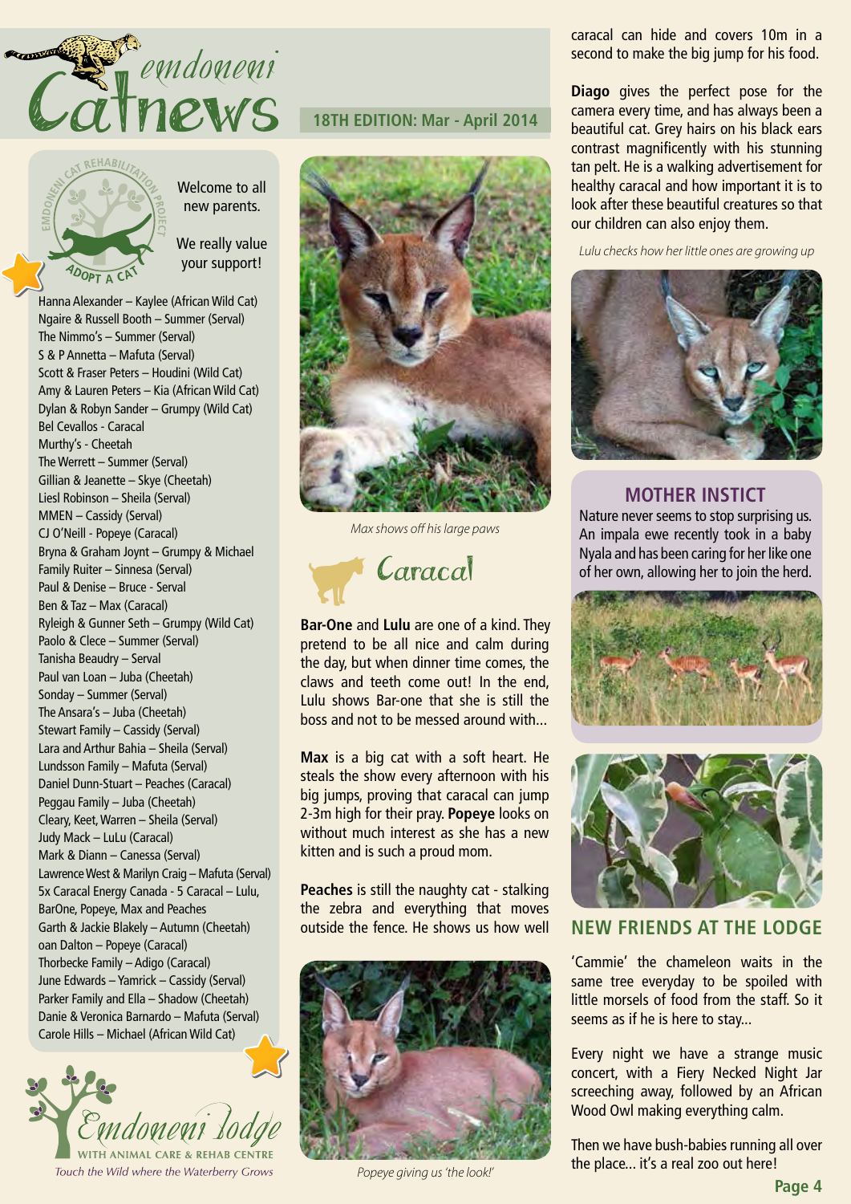# emdoneni Catnews

**18TH EDITION: Mar - April 2014**

EMDONENI CAT REHABILITATION PROJECT — ADOPT A CAT

Welcome to all new parents.

We really value your support!

- Hanna Alexander – Kaylee (African Wild Cat)
- Ngaire & Russell Booth – Summer (Serval)
- The Nimmo's – Summer (Serval)
- S & P Annetta – Mafuta (Serval)
- Scott & Fraser Peters – Houdini (Wild Cat)
- Amy & Lauren Peters – Kia (African Wild Cat)
- Dylan & Robyn Sander – Grumpy (Wild Cat)
- Bel Cevallos - Caracal
- Murthy's - Cheetah
- The Werrett – Summer (Serval)
- Gillian & Jeanette – Skye (Cheetah)
- Liesl Robinson – Sheila (Serval)
- MMEN – Cassidy (Serval)
- CJ O'Neill - Popeye (Caracal)
- Bryna & Graham Joynt – Grumpy & Michael
- Family Ruiter – Sinnesa (Serval)
- Paul & Denise – Bruce - Serval
- Ben & Taz – Max (Caracal)
- Ryleigh & Gunner Seth – Grumpy (Wild Cat)
- Paolo & Clece – Summer (Serval)
- Tanisha Beaudry – Serval
- Paul van Loan – Juba (Cheetah)
- Sonday – Summer (Serval)
- The Ansara's – Juba (Cheetah)
- Stewart Family – Cassidy (Serval)
- Lara and Arthur Bahia – Sheila (Serval)
- Lundsson Family – Mafuta (Serval)
- Daniel Dunn-Stuart – Peaches (Caracal)
- Peggau Family – Juba (Cheetah)
- Cleary, Keet, Warren – Sheila (Serval)
- Judy Mack – LuLu (Caracal)
- Mark & Diann – Canessa (Serval)
- Lawrence West & Marilyn Craig – Mafuta (Serval)
- 5x Caracal Energy Canada - 5 Caracal – Lulu, BarOne, Popeye, Max and Peaches
- Garth & Jackie Blakely – Autumn (Cheetah)
- oan Dalton – Popeye (Caracal)
- Thorbecke Family – Adigo (Caracal)
- June Edwards – Yamrick – Cassidy (Serval)
- Parker Family and Ella – Shadow (Cheetah)
- Danie & Veronica Barnardo – Mafuta (Serval)
- Carole Hills – Michael (African Wild Cat)

Emdoneni lodge
WITH ANIMAL CARE & REHAB CENTRE
*Touch the Wild where the Waterberry Grows*

*Max shows off his large paws*

## Caracal

**Bar-One** and **Lulu** are one of a kind. They pretend to be all nice and calm during the day, but when dinner time comes, the claws and teeth come out! In the end, Lulu shows Bar-one that she is still the boss and not to be messed around with...

**Max** is a big cat with a soft heart. He steals the show every afternoon with his big jumps, proving that caracal can jump 2-3m high for their pray. **Popeye** looks on without much interest as she has a new kitten and is such a proud mom.

**Peaches** is still the naughty cat - stalking the zebra and everything that moves outside the fence. He shows us how well caracal can hide and covers 10m in a second to make the big jump for his food.

*Popeye giving us 'the look!'*

**Diago** gives the perfect pose for the camera every time, and has always been a beautiful cat. Grey hairs on his black ears contrast magnificently with his stunning tan pelt. He is a walking advertisement for healthy caracal and how important it is to look after these beautiful creatures so that our children can also enjoy them.

*Lulu checks how her little ones are growing up*

## MOTHER INSTICT

Nature never seems to stop surprising us. An impala ewe recently took in a baby Nyala and has been caring for her like one of her own, allowing her to join the herd.

## NEW FRIENDS AT THE LODGE

'Cammie' the chameleon waits in the same tree everyday to be spoiled with little morsels of food from the staff. So it seems as if he is here to stay...

Every night we have a strange music concert, with a Fiery Necked Night Jar screeching away, followed by an African Wood Owl making everything calm.

Then we have bush-babies running all over the place... it's a real zoo out here!